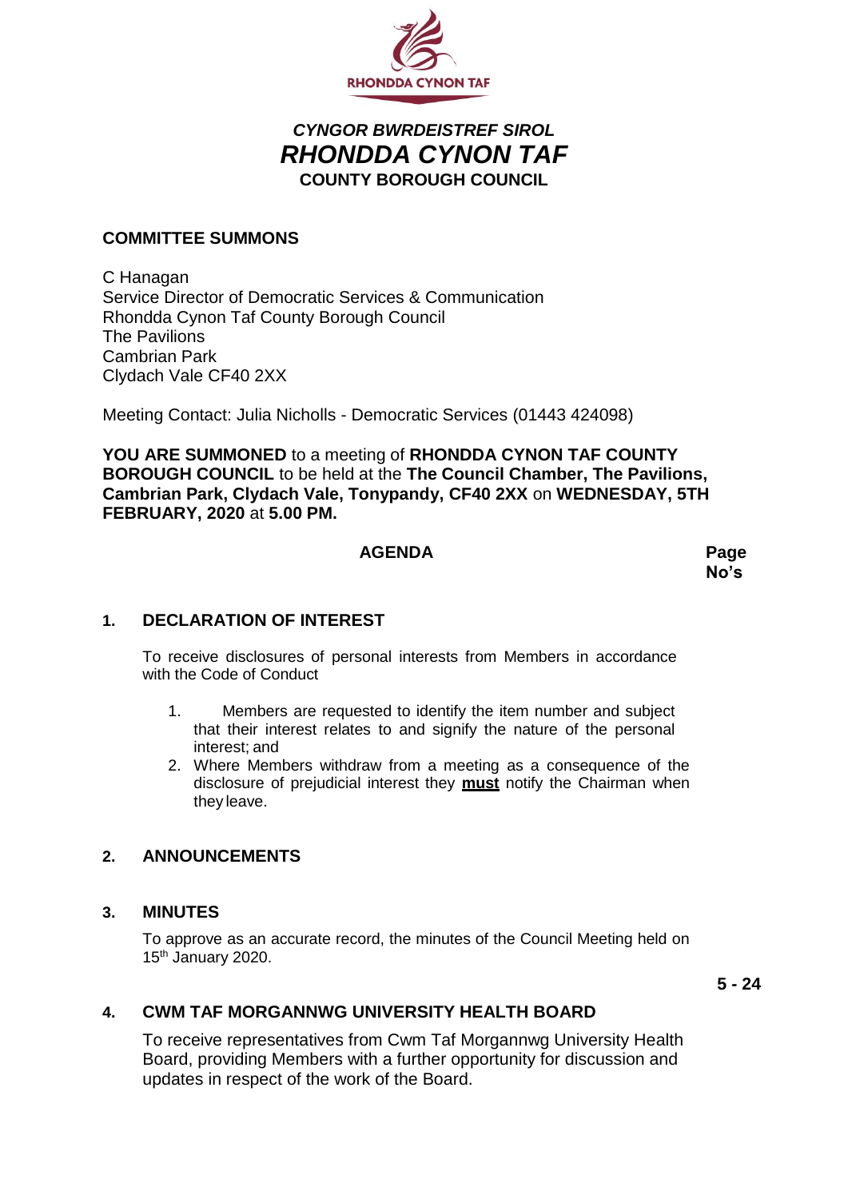RHONDDA CYNON TAF

***CYNGOR BWRDEISTREF SIROL***
***RHONDDA CYNON TAF***
**COUNTY BOROUGH COUNCIL**

## COMMITTEE SUMMONS

C Hanagan
Service Director of Democratic Services & Communication
Rhondda Cynon Taf County Borough Council
The Pavilions
Cambrian Park
Clydach Vale CF40 2XX

Meeting Contact: Julia Nicholls - Democratic Services (01443 424098)

**YOU ARE SUMMONED** to a meeting of **RHONDDA CYNON TAF COUNTY BOROUGH COUNCIL** to be held at the **The Council Chamber, The Pavilions, Cambrian Park, Clydach Vale, Tonypandy, CF40 2XX** on **WEDNESDAY, 5TH FEBRUARY, 2020** at **5.00 PM.**

| **AGENDA** | **Page No's** |
|---|---|

### 1. DECLARATION OF INTEREST

To receive disclosures of personal interests from Members in accordance with the Code of Conduct

1. Members are requested to identify the item number and subject that their interest relates to and signify the nature of the personal interest; and
2. Where Members withdraw from a meeting as a consequence of the disclosure of prejudicial interest they **must** notify the Chairman when they leave.

### 2. ANNOUNCEMENTS

### 3. MINUTES

To approve as an accurate record, the minutes of the Council Meeting held on 15th January 2020.

**5 - 24**

### 4. CWM TAF MORGANNWG UNIVERSITY HEALTH BOARD

To receive representatives from Cwm Taf Morgannwg University Health Board, providing Members with a further opportunity for discussion and updates in respect of the work of the Board.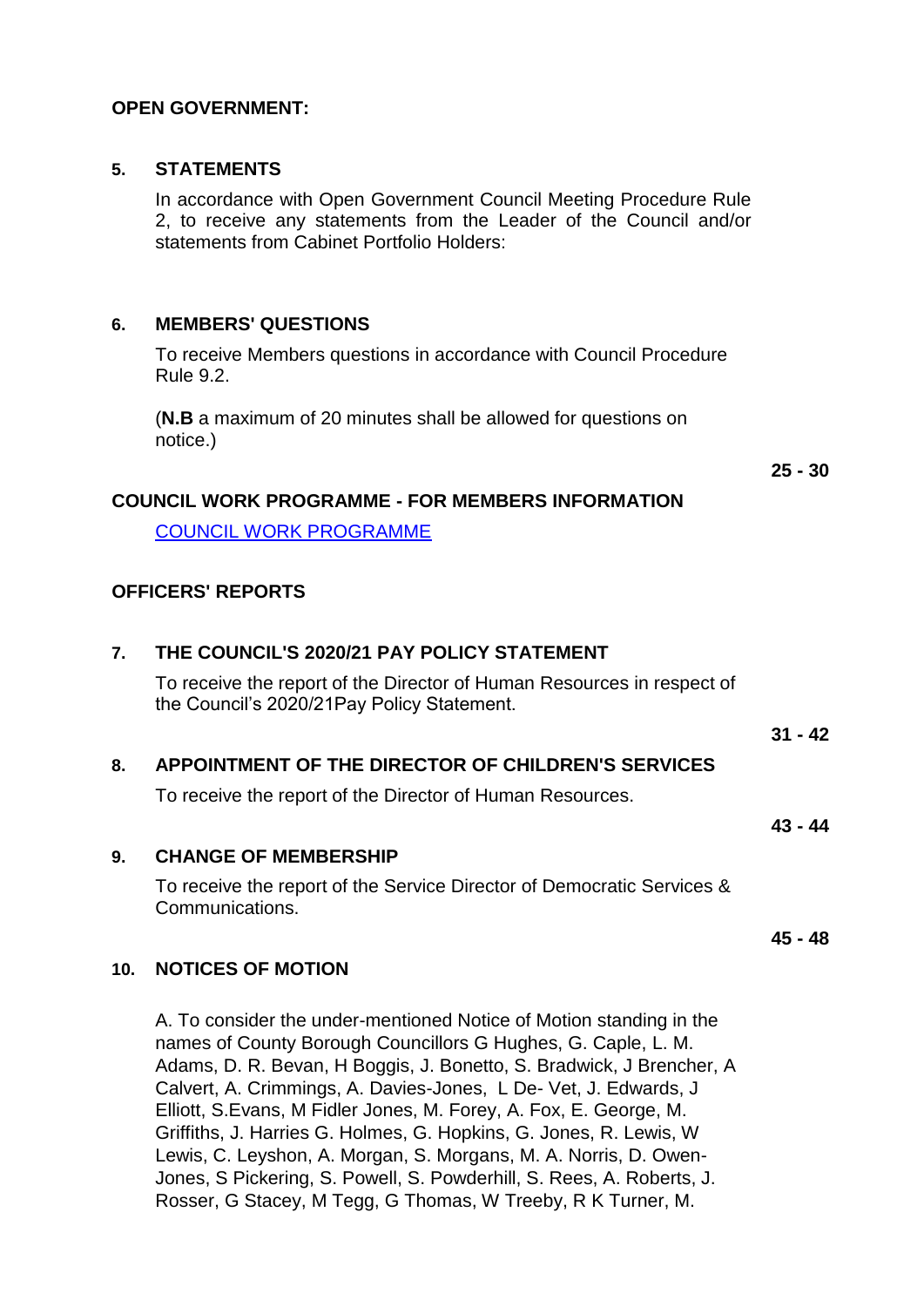**OPEN GOVERNMENT:**

**5. STATEMENTS**

In accordance with Open Government Council Meeting Procedure Rule 2, to receive any statements from the Leader of the Council and/or statements from Cabinet Portfolio Holders:

**6. MEMBERS' QUESTIONS**

To receive Members questions in accordance with Council Procedure Rule 9.2.

(**N.B** a maximum of 20 minutes shall be allowed for questions on notice.)

**25 - 30**

**COUNCIL WORK PROGRAMME - FOR MEMBERS INFORMATION**

[COUNCIL WORK PROGRAMME]

**OFFICERS' REPORTS**

**7. THE COUNCIL'S 2020/21 PAY POLICY STATEMENT**

To receive the report of the Director of Human Resources in respect of the Council's 2020/21Pay Policy Statement.

**31 - 42**

**8. APPOINTMENT OF THE DIRECTOR OF CHILDREN'S SERVICES**

To receive the report of the Director of Human Resources.

**43 - 44**

**9. CHANGE OF MEMBERSHIP**

To receive the report of the Service Director of Democratic Services & Communications.

**45 - 48**

**10. NOTICES OF MOTION**

A. To consider the under-mentioned Notice of Motion standing in the names of County Borough Councillors G Hughes, G. Caple, L. M. Adams, D. R. Bevan, H Boggis, J. Bonetto, S. Bradwick, J Brencher, A Calvert, A. Crimmings, A. Davies-Jones, L De- Vet, J. Edwards, J Elliott, S.Evans, M Fidler Jones, M. Forey, A. Fox, E. George, M. Griffiths, J. Harries G. Holmes, G. Hopkins, G. Jones, R. Lewis, W Lewis, C. Leyshon, A. Morgan, S. Morgans, M. A. Norris, D. Owen-Jones, S Pickering, S. Powell, S. Powderhill, S. Rees, A. Roberts, J. Rosser, G Stacey, M Tegg, G Thomas, W Treeby, R K Turner, M.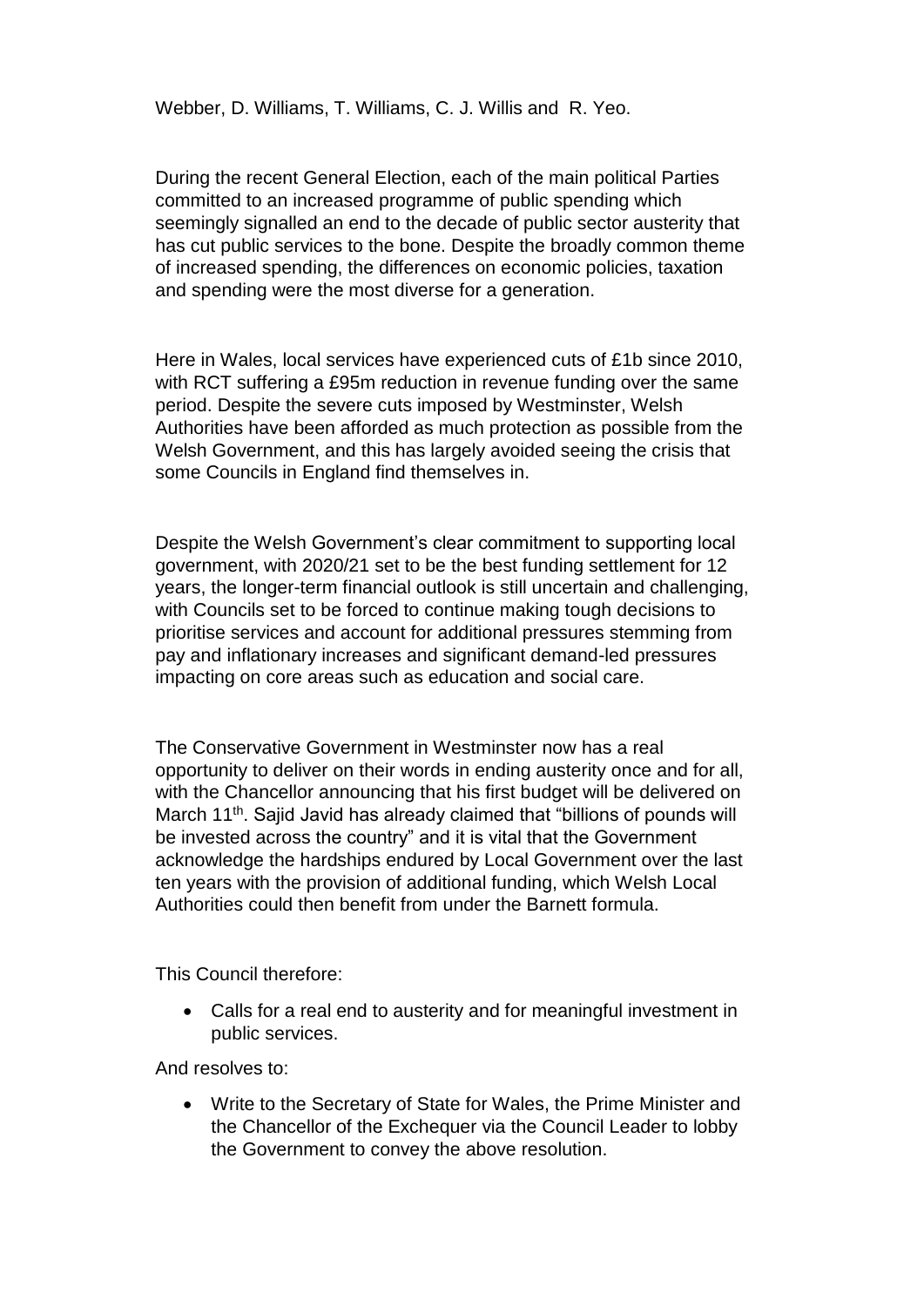Webber, D. Williams, T. Williams, C. J. Willis and R. Yeo.

During the recent General Election, each of the main political Parties committed to an increased programme of public spending which seemingly signalled an end to the decade of public sector austerity that has cut public services to the bone. Despite the broadly common theme of increased spending, the differences on economic policies, taxation and spending were the most diverse for a generation.

Here in Wales, local services have experienced cuts of £1b since 2010, with RCT suffering a £95m reduction in revenue funding over the same period. Despite the severe cuts imposed by Westminster, Welsh Authorities have been afforded as much protection as possible from the Welsh Government, and this has largely avoided seeing the crisis that some Councils in England find themselves in.

Despite the Welsh Government's clear commitment to supporting local government, with 2020/21 set to be the best funding settlement for 12 years, the longer-term financial outlook is still uncertain and challenging, with Councils set to be forced to continue making tough decisions to prioritise services and account for additional pressures stemming from pay and inflationary increases and significant demand-led pressures impacting on core areas such as education and social care.

The Conservative Government in Westminster now has a real opportunity to deliver on their words in ending austerity once and for all, with the Chancellor announcing that his first budget will be delivered on March 11th. Sajid Javid has already claimed that "billions of pounds will be invested across the country" and it is vital that the Government acknowledge the hardships endured by Local Government over the last ten years with the provision of additional funding, which Welsh Local Authorities could then benefit from under the Barnett formula.

This Council therefore:

- Calls for a real end to austerity and for meaningful investment in public services.

And resolves to:

- Write to the Secretary of State for Wales, the Prime Minister and the Chancellor of the Exchequer via the Council Leader to lobby the Government to convey the above resolution.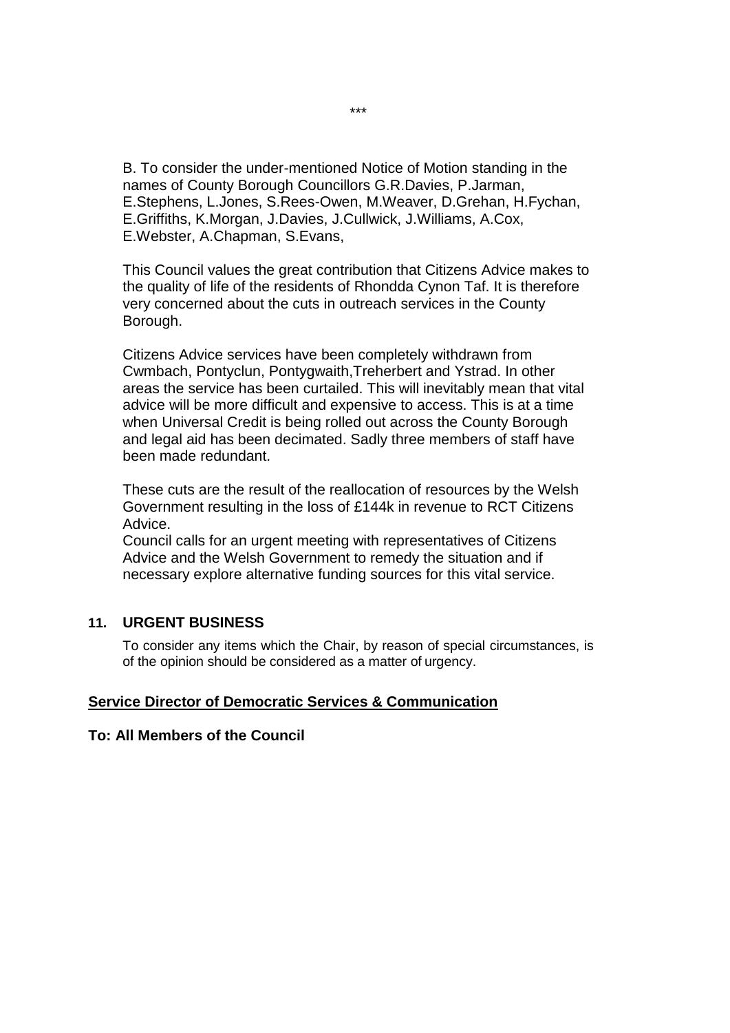\*\*\*

B. To consider the under-mentioned Notice of Motion standing in the names of County Borough Councillors G.R.Davies, P.Jarman, E.Stephens, L.Jones, S.Rees-Owen, M.Weaver, D.Grehan, H.Fychan, E.Griffiths, K.Morgan, J.Davies, J.Cullwick, J.Williams, A.Cox, E.Webster, A.Chapman, S.Evans,

This Council values the great contribution that Citizens Advice makes to the quality of life of the residents of Rhondda Cynon Taf. It is therefore very concerned about the cuts in outreach services in the County Borough.

Citizens Advice services have been completely withdrawn from Cwmbach, Pontyclun, Pontygwaith,Treherbert and Ystrad. In other areas the service has been curtailed. This will inevitably mean that vital advice will be more difficult and expensive to access. This is at a time when Universal Credit is being rolled out across the County Borough and legal aid has been decimated. Sadly three members of staff have been made redundant.

These cuts are the result of the reallocation of resources by the Welsh Government resulting in the loss of £144k in revenue to RCT Citizens Advice.
Council calls for an urgent meeting with representatives of Citizens Advice and the Welsh Government to remedy the situation and if necessary explore alternative funding sources for this vital service.

## 11. URGENT BUSINESS

To consider any items which the Chair, by reason of special circumstances, is of the opinion should be considered as a matter of urgency.

**Service Director of Democratic Services & Communication**

**To: All Members of the Council**